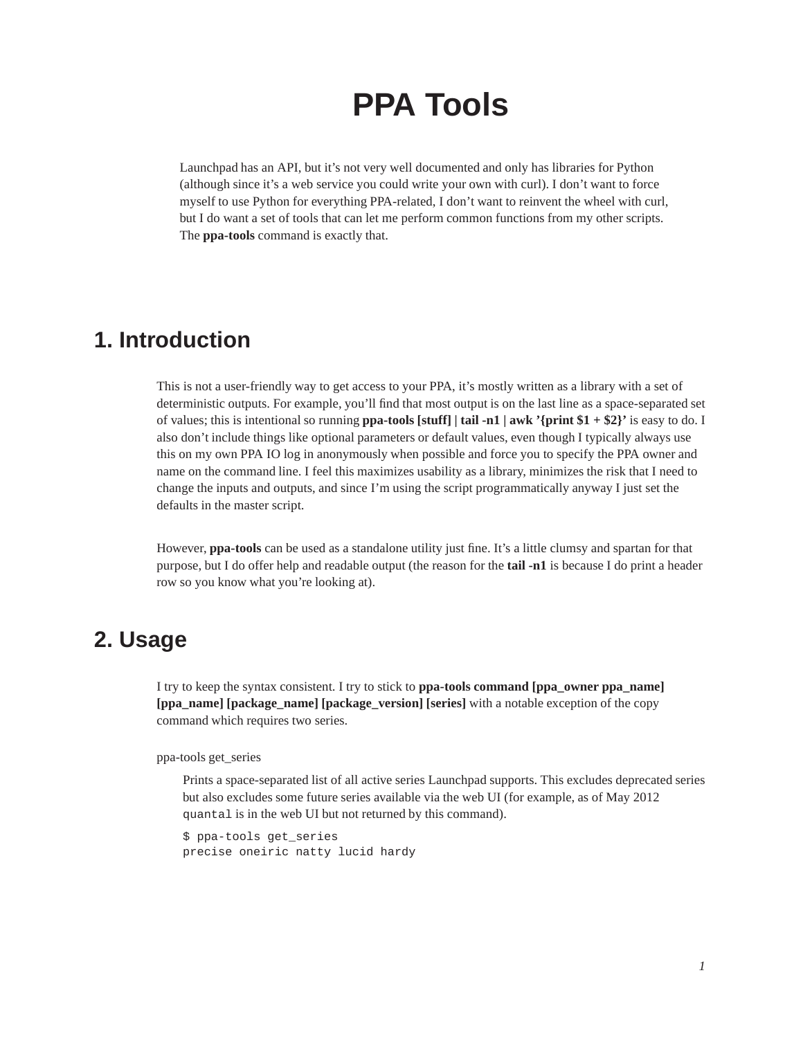# PPA Tools

Launchpad has an API, but it's not very well documented and only has libraries for Python (although since it's a web service you could write your own with curl). I don't want to force myself to use Python for everything PPA-related, I don't want to reinvent the wheel with curl, but I do want a set of tools that can let me perform common functions from my other scripts. The **ppa-tools** command is exactly that.

## 1. Introduction

This is not a user-friendly way to get access to your PPA, it's mostly written as a library with a set of deterministic outputs. For example, you'll find that most output is on the last line as a space-separated set of values; this is intentional so running **ppa-tools [stuff] | tail -n1 | awk '{print $1 + $2}'** is easy to do. I also don't include things like optional parameters or default values, even though I typically always use this on my own PPA IO log in anonymously when possible and force you to specify the PPA owner and name on the command line. I feel this maximizes usability as a library, minimizes the risk that I need to change the inputs and outputs, and since I'm using the script programmatically anyway I just set the defaults in the master script.

However, **ppa-tools** can be used as a standalone utility just fine. It's a little clumsy and spartan for that purpose, but I do offer help and readable output (the reason for the **tail -n1** is because I do print a header row so you know what you're looking at).

## 2. Usage

I try to keep the syntax consistent. I try to stick to **ppa-tools command [ppa_owner ppa_name] [ppa_name] [package_name] [package_version] [series]** with a notable exception of the copy command which requires two series.

ppa-tools get_series

Prints a space-separated list of all active series Launchpad supports. This excludes deprecated series but also excludes some future series available via the web UI (for example, as of May 2012 `quantal` is in the web UI but not returned by this command).

```
$ ppa-tools get_series
precise oneiric natty lucid hardy
```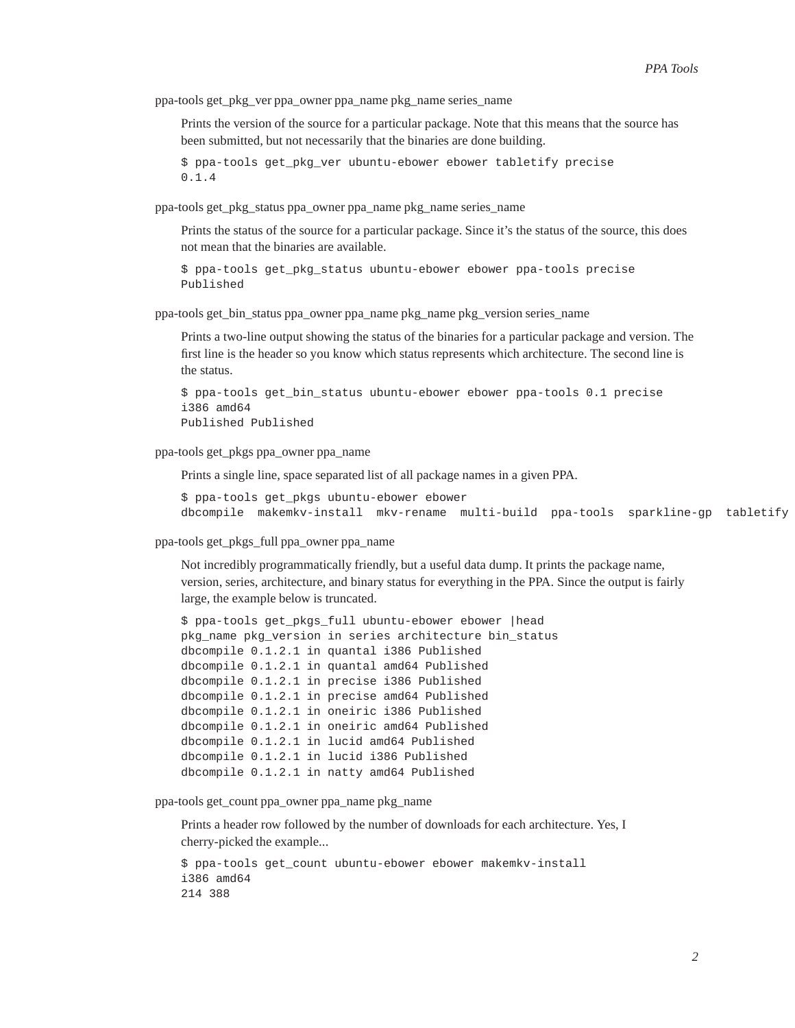ppa-tools get_pkg_ver ppa_owner ppa_name pkg_name series_name

Prints the version of the source for a particular package. Note that this means that the source has been submitted, but not necessarily that the binaries are done building.

```
$ ppa-tools get_pkg_ver ubuntu-ebower ebower tabletify precise
0.1.4
```

ppa-tools get_pkg_status ppa_owner ppa_name pkg_name series_name

Prints the status of the source for a particular package. Since it's the status of the source, this does not mean that the binaries are available.

```
$ ppa-tools get_pkg_status ubuntu-ebower ebower ppa-tools precise
Published
```

ppa-tools get_bin_status ppa_owner ppa_name pkg_name pkg_version series_name

Prints a two-line output showing the status of the binaries for a particular package and version. The first line is the header so you know which status represents which architecture. The second line is the status.

```
$ ppa-tools get_bin_status ubuntu-ebower ebower ppa-tools 0.1 precise
i386 amd64
Published Published
```

ppa-tools get_pkgs ppa_owner ppa_name

Prints a single line, space separated list of all package names in a given PPA.

```
$ ppa-tools get_pkgs ubuntu-ebower ebower
dbcompile  makemkv-install  mkv-rename  multi-build  ppa-tools  sparkline-gp  tabletify
```

ppa-tools get_pkgs_full ppa_owner ppa_name

Not incredibly programmatically friendly, but a useful data dump. It prints the package name, version, series, architecture, and binary status for everything in the PPA. Since the output is fairly large, the example below is truncated.

```
$ ppa-tools get_pkgs_full ubuntu-ebower ebower |head
pkg_name pkg_version in series architecture bin_status
dbcompile 0.1.2.1 in quantal i386 Published
dbcompile 0.1.2.1 in quantal amd64 Published
dbcompile 0.1.2.1 in precise i386 Published
dbcompile 0.1.2.1 in precise amd64 Published
dbcompile 0.1.2.1 in oneiric i386 Published
dbcompile 0.1.2.1 in oneiric amd64 Published
dbcompile 0.1.2.1 in lucid amd64 Published
dbcompile 0.1.2.1 in lucid i386 Published
dbcompile 0.1.2.1 in natty amd64 Published
```

ppa-tools get_count ppa_owner ppa_name pkg_name

Prints a header row followed by the number of downloads for each architecture. Yes, I cherry-picked the example...

```
$ ppa-tools get_count ubuntu-ebower ebower makemkv-install
i386 amd64
214 388
```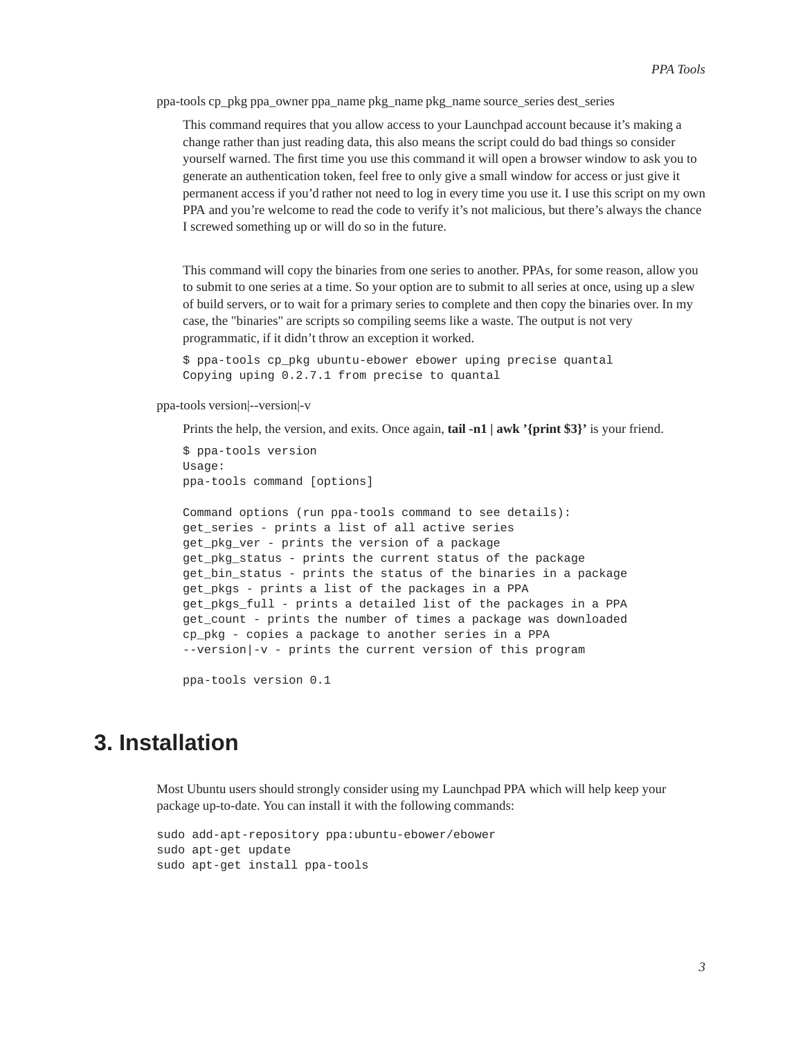ppa-tools cp_pkg ppa_owner ppa_name pkg_name pkg_name source_series dest_series

This command requires that you allow access to your Launchpad account because it's making a change rather than just reading data, this also means the script could do bad things so consider yourself warned. The first time you use this command it will open a browser window to ask you to generate an authentication token, feel free to only give a small window for access or just give it permanent access if you'd rather not need to log in every time you use it. I use this script on my own PPA and you're welcome to read the code to verify it's not malicious, but there's always the chance I screwed something up or will do so in the future.

This command will copy the binaries from one series to another. PPAs, for some reason, allow you to submit to one series at a time. So your option are to submit to all series at once, using up a slew of build servers, or to wait for a primary series to complete and then copy the binaries over. In my case, the "binaries" are scripts so compiling seems like a waste. The output is not very programmatic, if it didn't throw an exception it worked.

```
$ ppa-tools cp_pkg ubuntu-ebower ebower uping precise quantal
Copying uping 0.2.7.1 from precise to quantal
```

ppa-tools version|--version|-v

Prints the help, the version, and exits. Once again, **tail -n1 | awk '{print $3}'** is your friend.

```
$ ppa-tools version
Usage:
ppa-tools command [options]

Command options (run ppa-tools command to see details):
get_series - prints a list of all active series
get_pkg_ver - prints the version of a package
get_pkg_status - prints the current status of the package
get_bin_status - prints the status of the binaries in a package
get_pkgs - prints a list of the packages in a PPA
get_pkgs_full - prints a detailed list of the packages in a PPA
get_count - prints the number of times a package was downloaded
cp_pkg - copies a package to another series in a PPA
--version|-v - prints the current version of this program

ppa-tools version 0.1
```

## 3. Installation

Most Ubuntu users should strongly consider using my Launchpad PPA which will help keep your package up-to-date. You can install it with the following commands:

```
sudo add-apt-repository ppa:ubuntu-ebower/ebower
sudo apt-get update
sudo apt-get install ppa-tools
```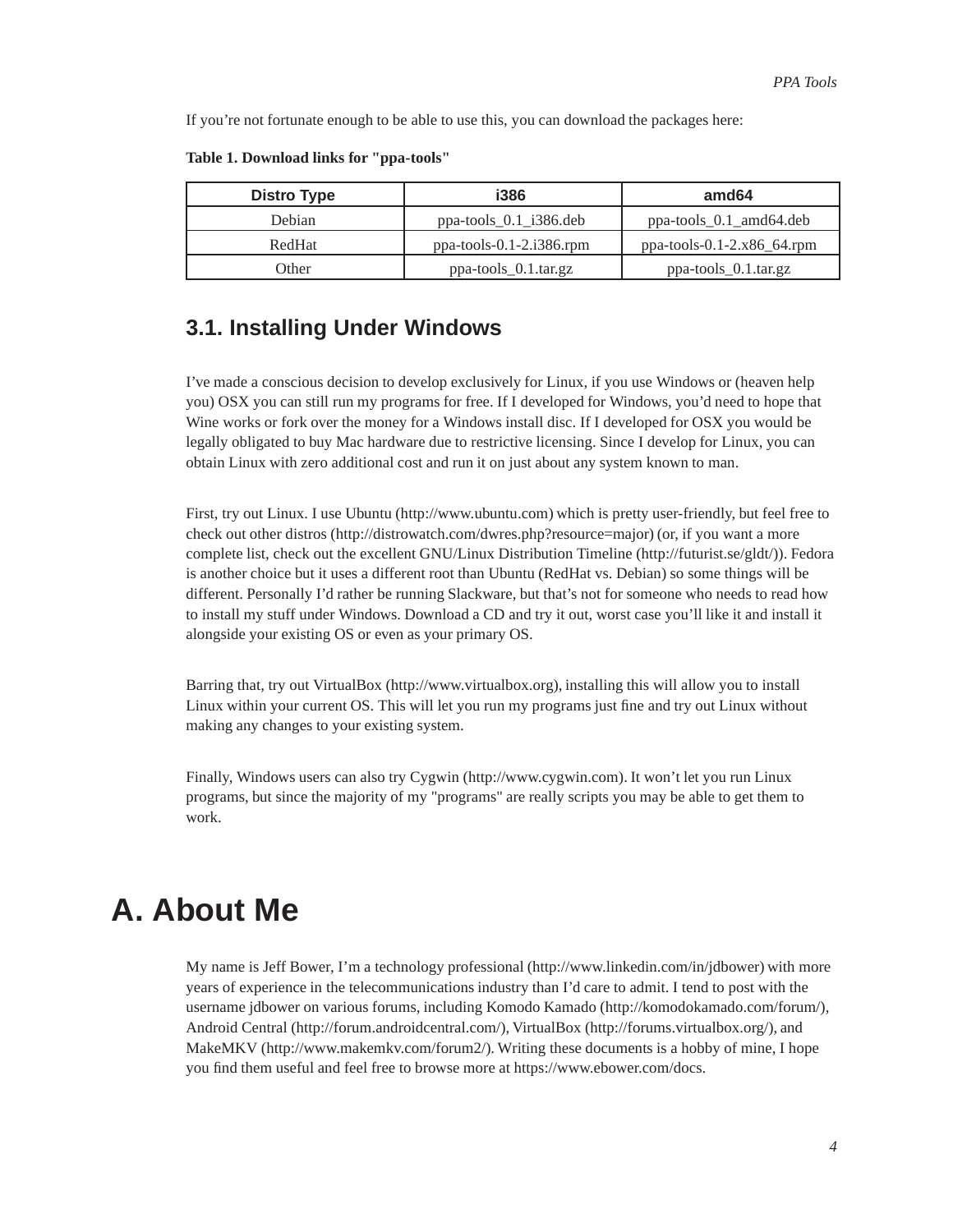If you're not fortunate enough to be able to use this, you can download the packages here:

**Table 1. Download links for "ppa-tools"**

| Distro Type | i386 | amd64 |
| --- | --- | --- |
| Debian | ppa-tools_0.1_i386.deb | ppa-tools_0.1_amd64.deb |
| RedHat | ppa-tools-0.1-2.i386.rpm | ppa-tools-0.1-2.x86_64.rpm |
| Other | ppa-tools_0.1.tar.gz | ppa-tools_0.1.tar.gz |

## 3.1. Installing Under Windows

I've made a conscious decision to develop exclusively for Linux, if you use Windows or (heaven help you) OSX you can still run my programs for free. If I developed for Windows, you'd need to hope that Wine works or fork over the money for a Windows install disc. If I developed for OSX you would be legally obligated to buy Mac hardware due to restrictive licensing. Since I develop for Linux, you can obtain Linux with zero additional cost and run it on just about any system known to man.

First, try out Linux. I use Ubuntu (http://www.ubuntu.com) which is pretty user-friendly, but feel free to check out other distros (http://distrowatch.com/dwres.php?resource=major) (or, if you want a more complete list, check out the excellent GNU/Linux Distribution Timeline (http://futurist.se/gldt/)). Fedora is another choice but it uses a different root than Ubuntu (RedHat vs. Debian) so some things will be different. Personally I'd rather be running Slackware, but that's not for someone who needs to read how to install my stuff under Windows. Download a CD and try it out, worst case you'll like it and install it alongside your existing OS or even as your primary OS.

Barring that, try out VirtualBox (http://www.virtualbox.org), installing this will allow you to install Linux within your current OS. This will let you run my programs just fine and try out Linux without making any changes to your existing system.

Finally, Windows users can also try Cygwin (http://www.cygwin.com). It won't let you run Linux programs, but since the majority of my "programs" are really scripts you may be able to get them to work.

# A. About Me

My name is Jeff Bower, I'm a technology professional (http://www.linkedin.com/in/jdbower) with more years of experience in the telecommunications industry than I'd care to admit. I tend to post with the username jdbower on various forums, including Komodo Kamado (http://komodokamado.com/forum/), Android Central (http://forum.androidcentral.com/), VirtualBox (http://forums.virtualbox.org/), and MakeMKV (http://www.makemkv.com/forum2/). Writing these documents is a hobby of mine, I hope you find them useful and feel free to browse more at https://www.ebower.com/docs.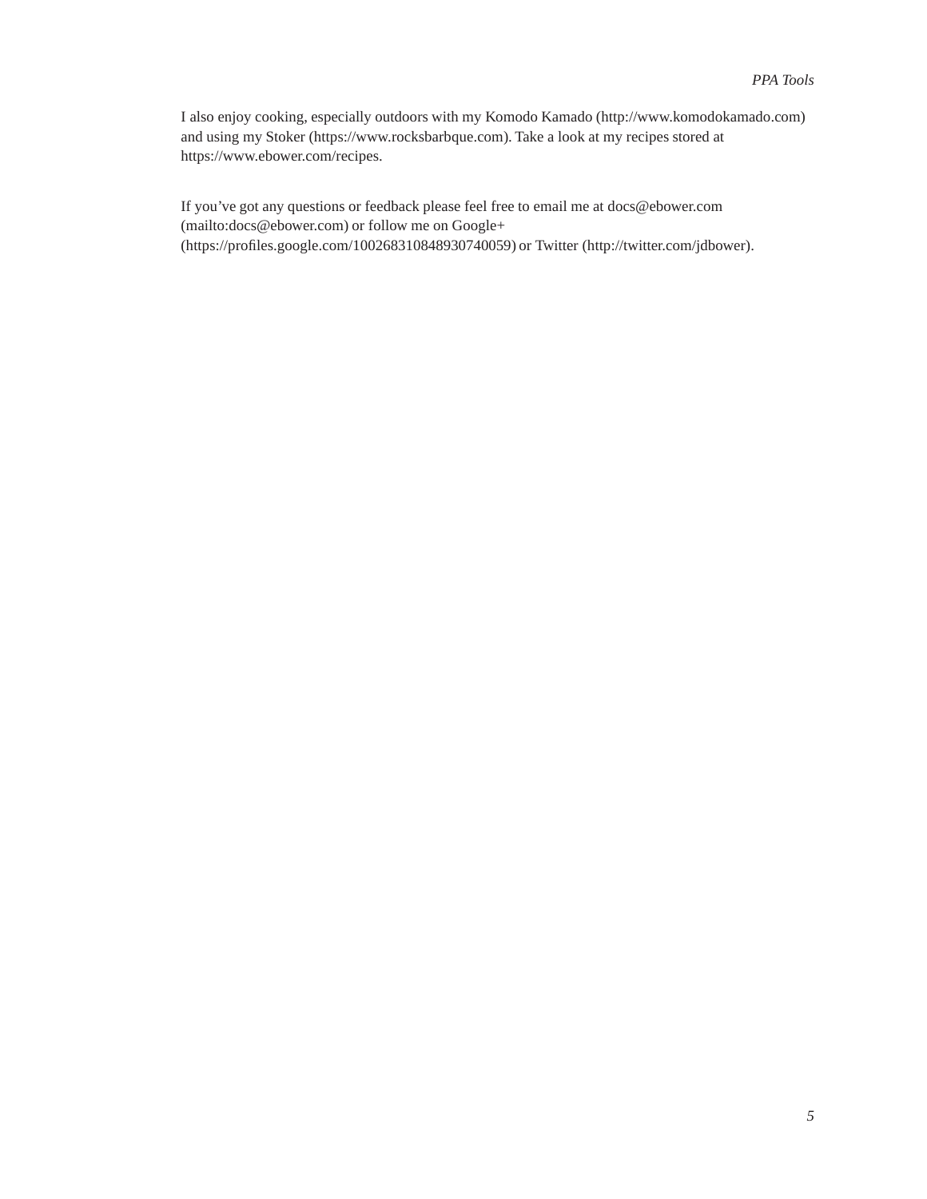I also enjoy cooking, especially outdoors with my Komodo Kamado (http://www.komodokamado.com) and using my Stoker (https://www.rocksbarbque.com). Take a look at my recipes stored at https://www.ebower.com/recipes.

If you've got any questions or feedback please feel free to email me at docs@ebower.com (mailto:docs@ebower.com) or follow me on Google+ (https://profiles.google.com/100268310848930740059) or Twitter (http://twitter.com/jdbower).